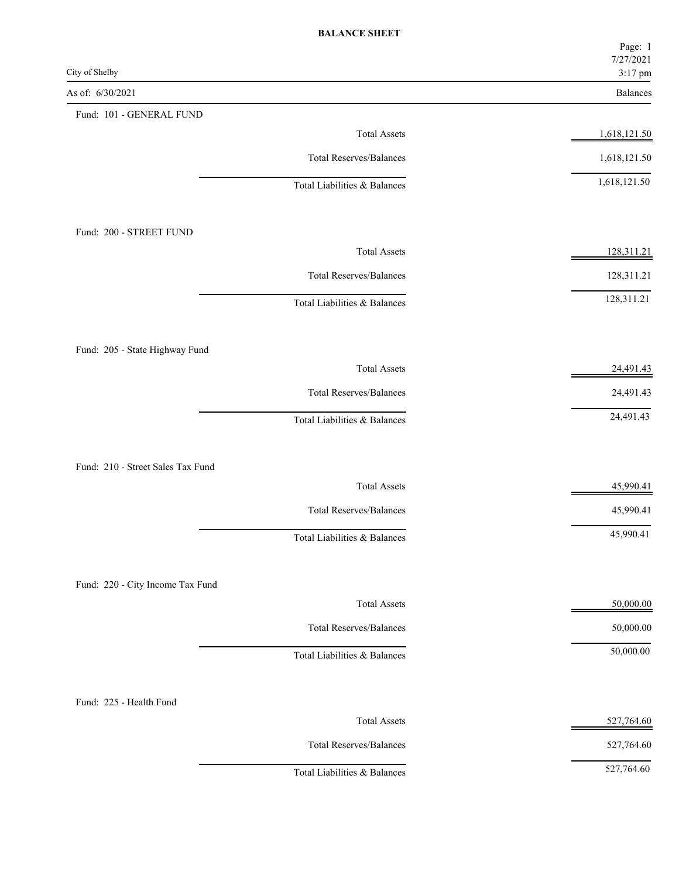# BALANCE SHEET

City of Shelby

As of: 6/30/2021

| | Balances |
|---|---|
| **Fund: 101 - GENERAL FUND** | |
| Total Assets | 1,618,121.50 |
| Total Reserves/Balances | 1,618,121.50 |
| Total Liabilities & Balances | 1,618,121.50 |
| **Fund: 200 - STREET FUND** | |
| Total Assets | 128,311.21 |
| Total Reserves/Balances | 128,311.21 |
| Total Liabilities & Balances | 128,311.21 |
| **Fund: 205 - State Highway Fund** | |
| Total Assets | 24,491.43 |
| Total Reserves/Balances | 24,491.43 |
| Total Liabilities & Balances | 24,491.43 |
| **Fund: 210 - Street Sales Tax Fund** | |
| Total Assets | 45,990.41 |
| Total Reserves/Balances | 45,990.41 |
| Total Liabilities & Balances | 45,990.41 |
| **Fund: 220 - City Income Tax Fund** | |
| Total Assets | 50,000.00 |
| Total Reserves/Balances | 50,000.00 |
| Total Liabilities & Balances | 50,000.00 |
| **Fund: 225 - Health Fund** | |
| Total Assets | 527,764.60 |
| Total Reserves/Balances | 527,764.60 |
| Total Liabilities & Balances | 527,764.60 |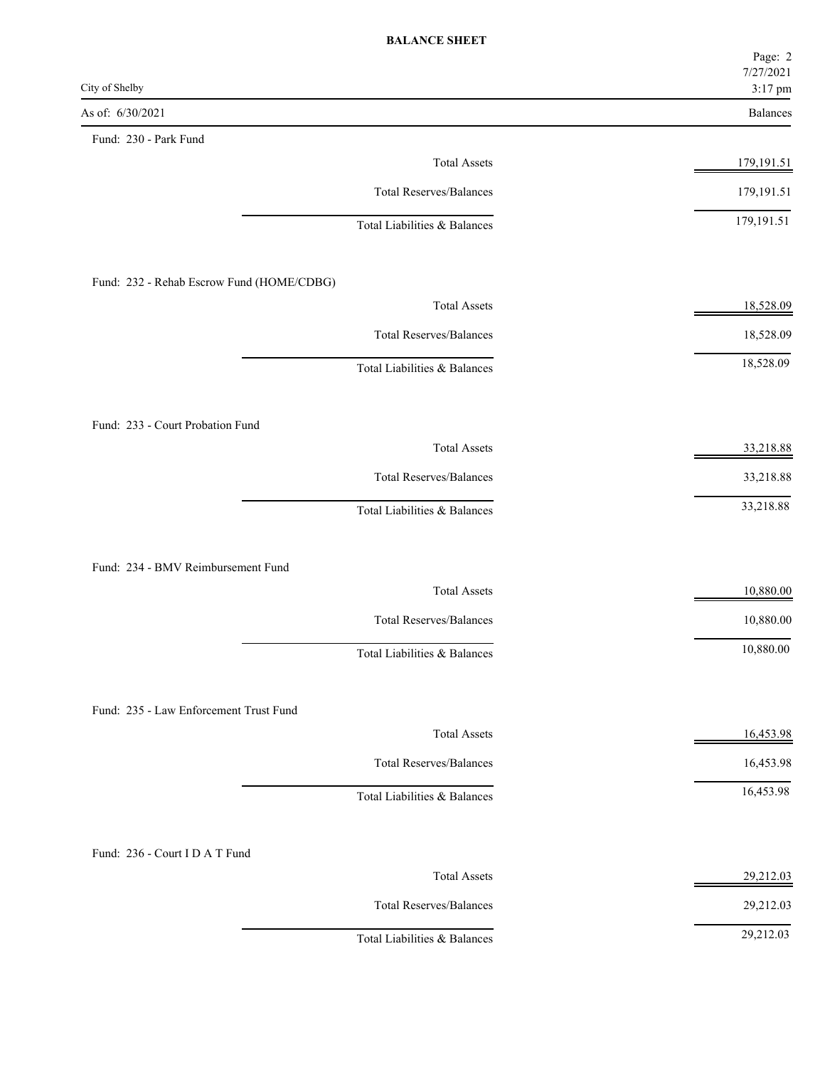# BALANCE SHEET

City of Shelby

As of: 6/30/2021

| | Balances |
|---|---|
| **Fund: 230 - Park Fund** | |
| Total Assets | 179,191.51 |
| Total Reserves/Balances | 179,191.51 |
| Total Liabilities & Balances | 179,191.51 |
| **Fund: 232 - Rehab Escrow Fund (HOME/CDBG)** | |
| Total Assets | 18,528.09 |
| Total Reserves/Balances | 18,528.09 |
| Total Liabilities & Balances | 18,528.09 |
| **Fund: 233 - Court Probation Fund** | |
| Total Assets | 33,218.88 |
| Total Reserves/Balances | 33,218.88 |
| Total Liabilities & Balances | 33,218.88 |
| **Fund: 234 - BMV Reimbursement Fund** | |
| Total Assets | 10,880.00 |
| Total Reserves/Balances | 10,880.00 |
| Total Liabilities & Balances | 10,880.00 |
| **Fund: 235 - Law Enforcement Trust Fund** | |
| Total Assets | 16,453.98 |
| Total Reserves/Balances | 16,453.98 |
| Total Liabilities & Balances | 16,453.98 |
| **Fund: 236 - Court I D A T Fund** | |
| Total Assets | 29,212.03 |
| Total Reserves/Balances | 29,212.03 |
| Total Liabilities & Balances | 29,212.03 |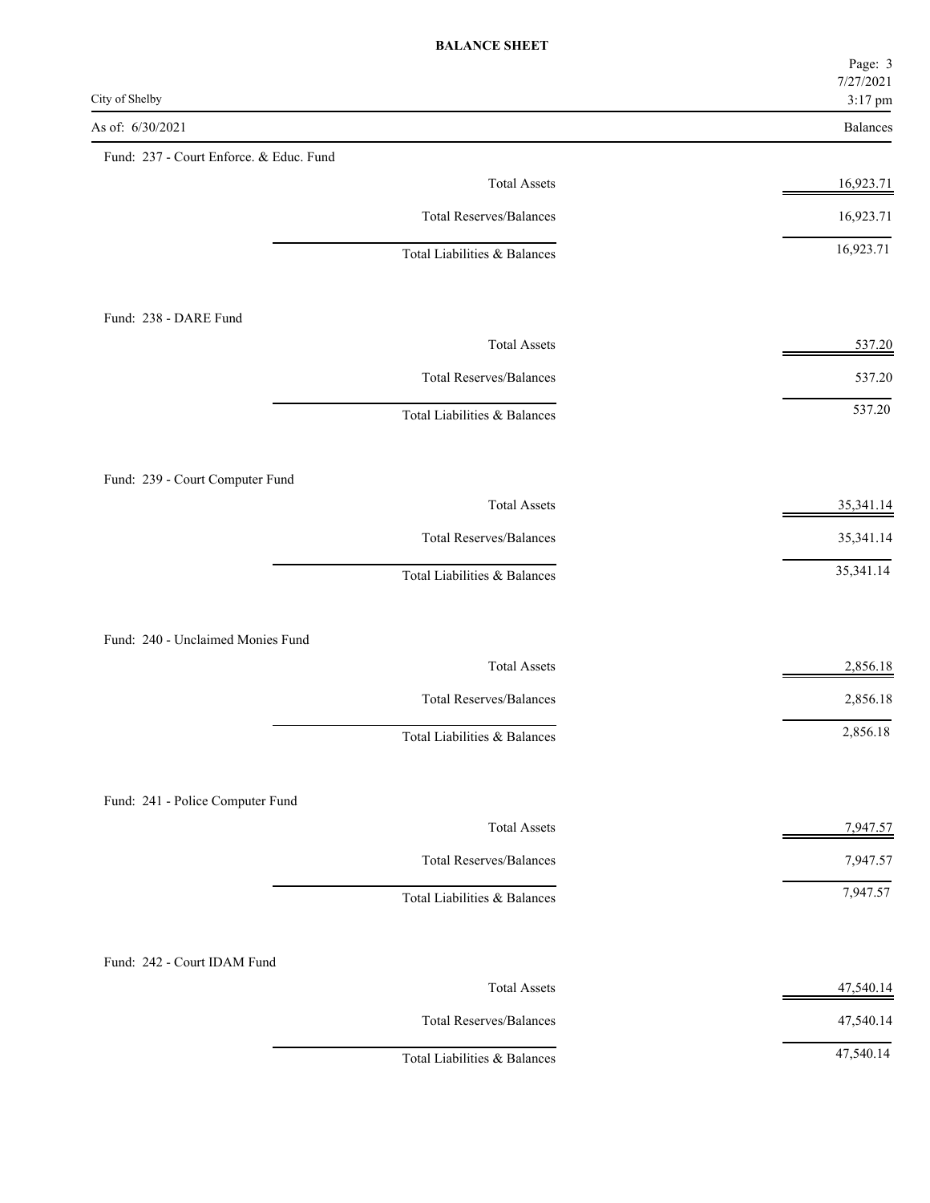# BALANCE SHEET

City of Shelby

As of: 6/30/2021

| | Balances |
|---|---|
| **Fund: 237 - Court Enforce. & Educ. Fund** | |
| Total Assets | 16,923.71 |
| Total Reserves/Balances | 16,923.71 |
| Total Liabilities & Balances | 16,923.71 |
| **Fund: 238 - DARE Fund** | |
| Total Assets | 537.20 |
| Total Reserves/Balances | 537.20 |
| Total Liabilities & Balances | 537.20 |
| **Fund: 239 - Court Computer Fund** | |
| Total Assets | 35,341.14 |
| Total Reserves/Balances | 35,341.14 |
| Total Liabilities & Balances | 35,341.14 |
| **Fund: 240 - Unclaimed Monies Fund** | |
| Total Assets | 2,856.18 |
| Total Reserves/Balances | 2,856.18 |
| Total Liabilities & Balances | 2,856.18 |
| **Fund: 241 - Police Computer Fund** | |
| Total Assets | 7,947.57 |
| Total Reserves/Balances | 7,947.57 |
| Total Liabilities & Balances | 7,947.57 |
| **Fund: 242 - Court IDAM Fund** | |
| Total Assets | 47,540.14 |
| Total Reserves/Balances | 47,540.14 |
| Total Liabilities & Balances | 47,540.14 |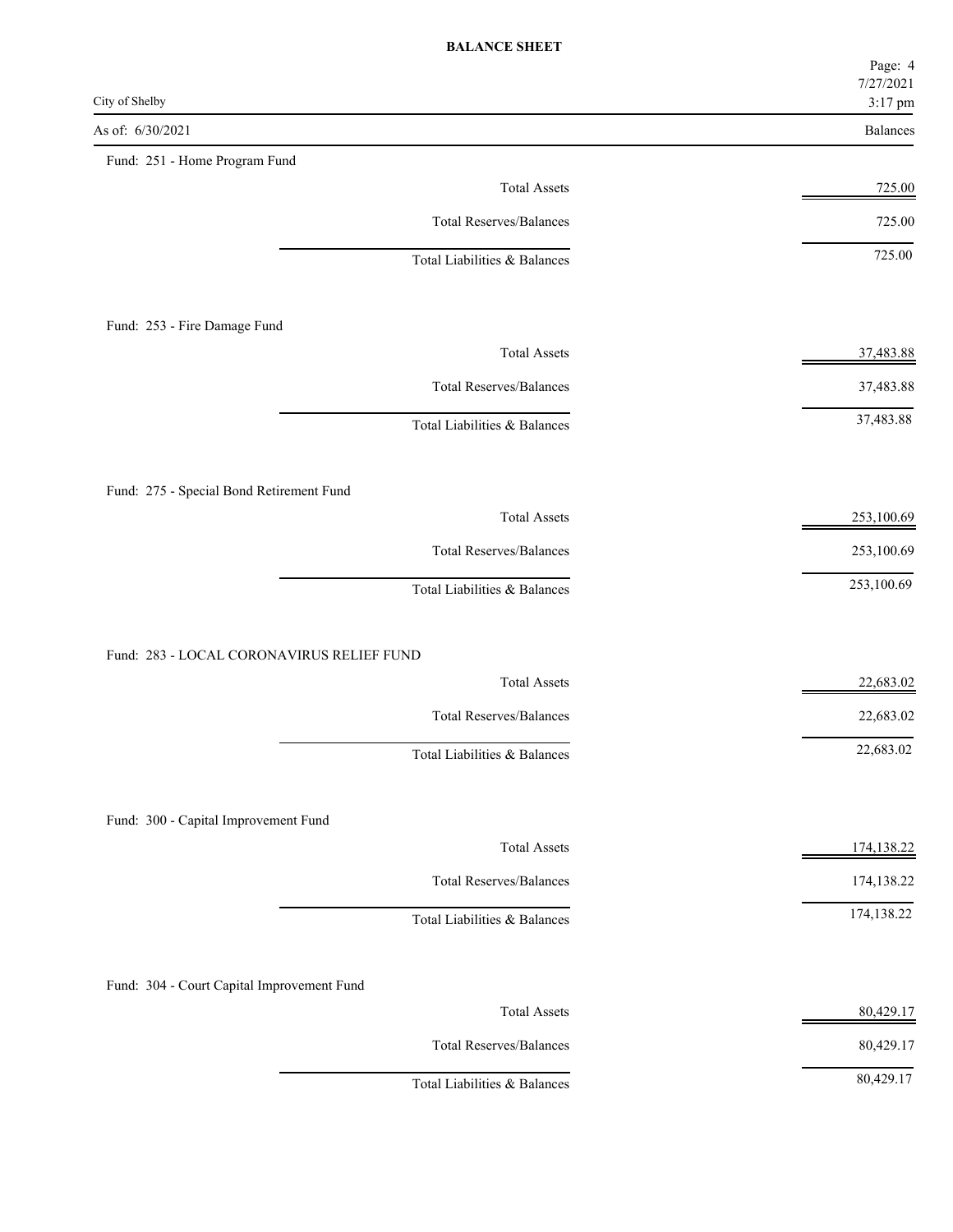**BALANCE SHEET**

City of Shelby

As of: 6/30/2021

| | Balances |
|---|---|
| **Fund: 251 - Home Program Fund** | |
| Total Assets | 725.00 |
| Total Reserves/Balances | 725.00 |
| Total Liabilities & Balances | 725.00 |
| **Fund: 253 - Fire Damage Fund** | |
| Total Assets | 37,483.88 |
| Total Reserves/Balances | 37,483.88 |
| Total Liabilities & Balances | 37,483.88 |
| **Fund: 275 - Special Bond Retirement Fund** | |
| Total Assets | 253,100.69 |
| Total Reserves/Balances | 253,100.69 |
| Total Liabilities & Balances | 253,100.69 |
| **Fund: 283 - LOCAL CORONAVIRUS RELIEF FUND** | |
| Total Assets | 22,683.02 |
| Total Reserves/Balances | 22,683.02 |
| Total Liabilities & Balances | 22,683.02 |
| **Fund: 300 - Capital Improvement Fund** | |
| Total Assets | 174,138.22 |
| Total Reserves/Balances | 174,138.22 |
| Total Liabilities & Balances | 174,138.22 |
| **Fund: 304 - Court Capital Improvement Fund** | |
| Total Assets | 80,429.17 |
| Total Reserves/Balances | 80,429.17 |
| Total Liabilities & Balances | 80,429.17 |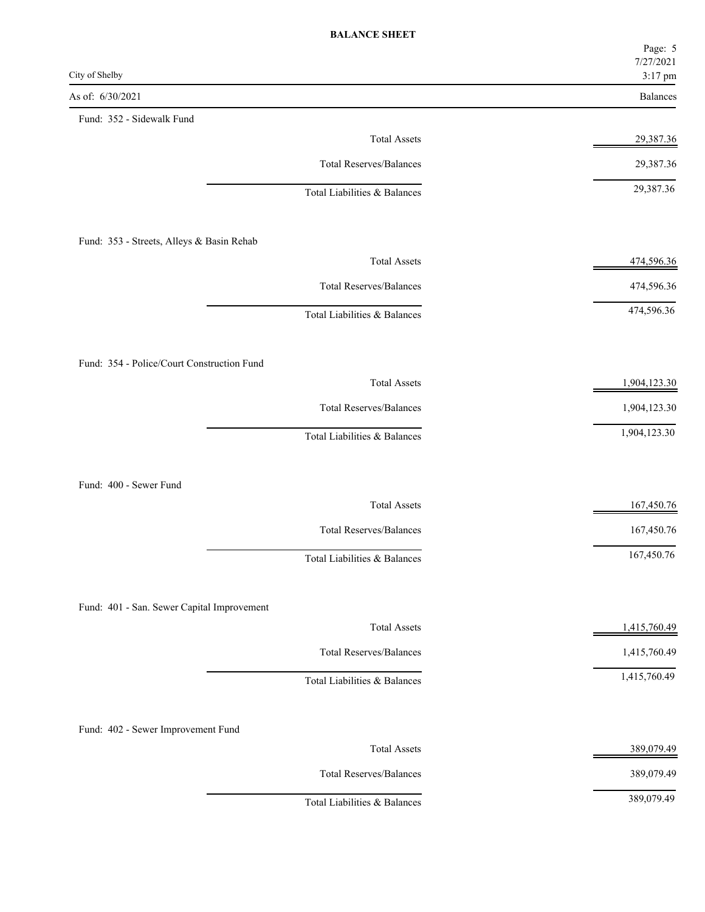**BALANCE SHEET**

City of Shelby

As of: 6/30/2021

| | Balances |
|---|---|
| **Fund: 352 - Sidewalk Fund** | |
| Total Assets | 29,387.36 |
| Total Reserves/Balances | 29,387.36 |
| Total Liabilities & Balances | 29,387.36 |
| **Fund: 353 - Streets, Alleys & Basin Rehab** | |
| Total Assets | 474,596.36 |
| Total Reserves/Balances | 474,596.36 |
| Total Liabilities & Balances | 474,596.36 |
| **Fund: 354 - Police/Court Construction Fund** | |
| Total Assets | 1,904,123.30 |
| Total Reserves/Balances | 1,904,123.30 |
| Total Liabilities & Balances | 1,904,123.30 |
| **Fund: 400 - Sewer Fund** | |
| Total Assets | 167,450.76 |
| Total Reserves/Balances | 167,450.76 |
| Total Liabilities & Balances | 167,450.76 |
| **Fund: 401 - San. Sewer Capital Improvement** | |
| Total Assets | 1,415,760.49 |
| Total Reserves/Balances | 1,415,760.49 |
| Total Liabilities & Balances | 1,415,760.49 |
| **Fund: 402 - Sewer Improvement Fund** | |
| Total Assets | 389,079.49 |
| Total Reserves/Balances | 389,079.49 |
| Total Liabilities & Balances | 389,079.49 |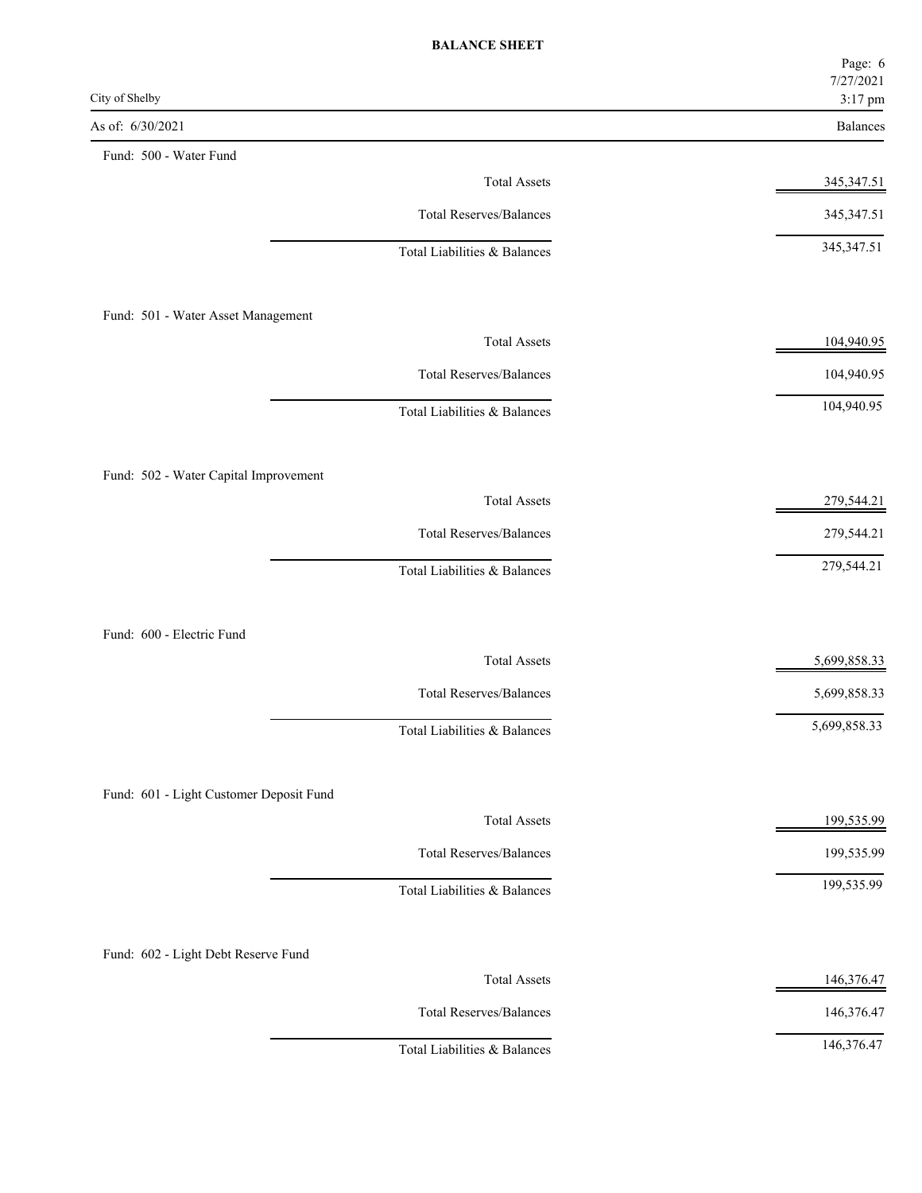**BALANCE SHEET**

City of Shelby

As of: 6/30/2021

| | Balances |
|---|---|
| **Fund: 500 - Water Fund** | |
| Total Assets | 345,347.51 |
| Total Reserves/Balances | 345,347.51 |
| Total Liabilities & Balances | 345,347.51 |
| **Fund: 501 - Water Asset Management** | |
| Total Assets | 104,940.95 |
| Total Reserves/Balances | 104,940.95 |
| Total Liabilities & Balances | 104,940.95 |
| **Fund: 502 - Water Capital Improvement** | |
| Total Assets | 279,544.21 |
| Total Reserves/Balances | 279,544.21 |
| Total Liabilities & Balances | 279,544.21 |
| **Fund: 600 - Electric Fund** | |
| Total Assets | 5,699,858.33 |
| Total Reserves/Balances | 5,699,858.33 |
| Total Liabilities & Balances | 5,699,858.33 |
| **Fund: 601 - Light Customer Deposit Fund** | |
| Total Assets | 199,535.99 |
| Total Reserves/Balances | 199,535.99 |
| Total Liabilities & Balances | 199,535.99 |
| **Fund: 602 - Light Debt Reserve Fund** | |
| Total Assets | 146,376.47 |
| Total Reserves/Balances | 146,376.47 |
| Total Liabilities & Balances | 146,376.47 |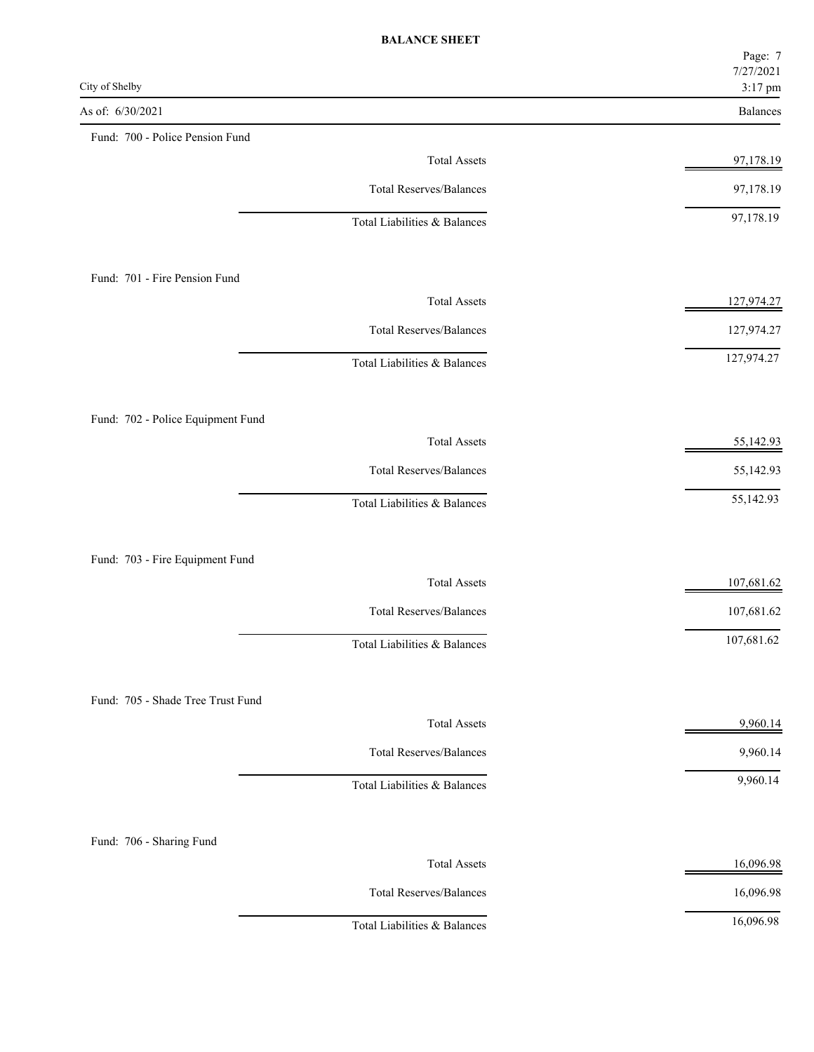**BALANCE SHEET**

City of Shelby

As of: 6/30/2021

| | Balances |
|---|---|
| **Fund: 700 - Police Pension Fund** | |
| Total Assets | 97,178.19 |
| Total Reserves/Balances | 97,178.19 |
| Total Liabilities & Balances | 97,178.19 |
| **Fund: 701 - Fire Pension Fund** | |
| Total Assets | 127,974.27 |
| Total Reserves/Balances | 127,974.27 |
| Total Liabilities & Balances | 127,974.27 |
| **Fund: 702 - Police Equipment Fund** | |
| Total Assets | 55,142.93 |
| Total Reserves/Balances | 55,142.93 |
| Total Liabilities & Balances | 55,142.93 |
| **Fund: 703 - Fire Equipment Fund** | |
| Total Assets | 107,681.62 |
| Total Reserves/Balances | 107,681.62 |
| Total Liabilities & Balances | 107,681.62 |
| **Fund: 705 - Shade Tree Trust Fund** | |
| Total Assets | 9,960.14 |
| Total Reserves/Balances | 9,960.14 |
| Total Liabilities & Balances | 9,960.14 |
| **Fund: 706 - Sharing Fund** | |
| Total Assets | 16,096.98 |
| Total Reserves/Balances | 16,096.98 |
| Total Liabilities & Balances | 16,096.98 |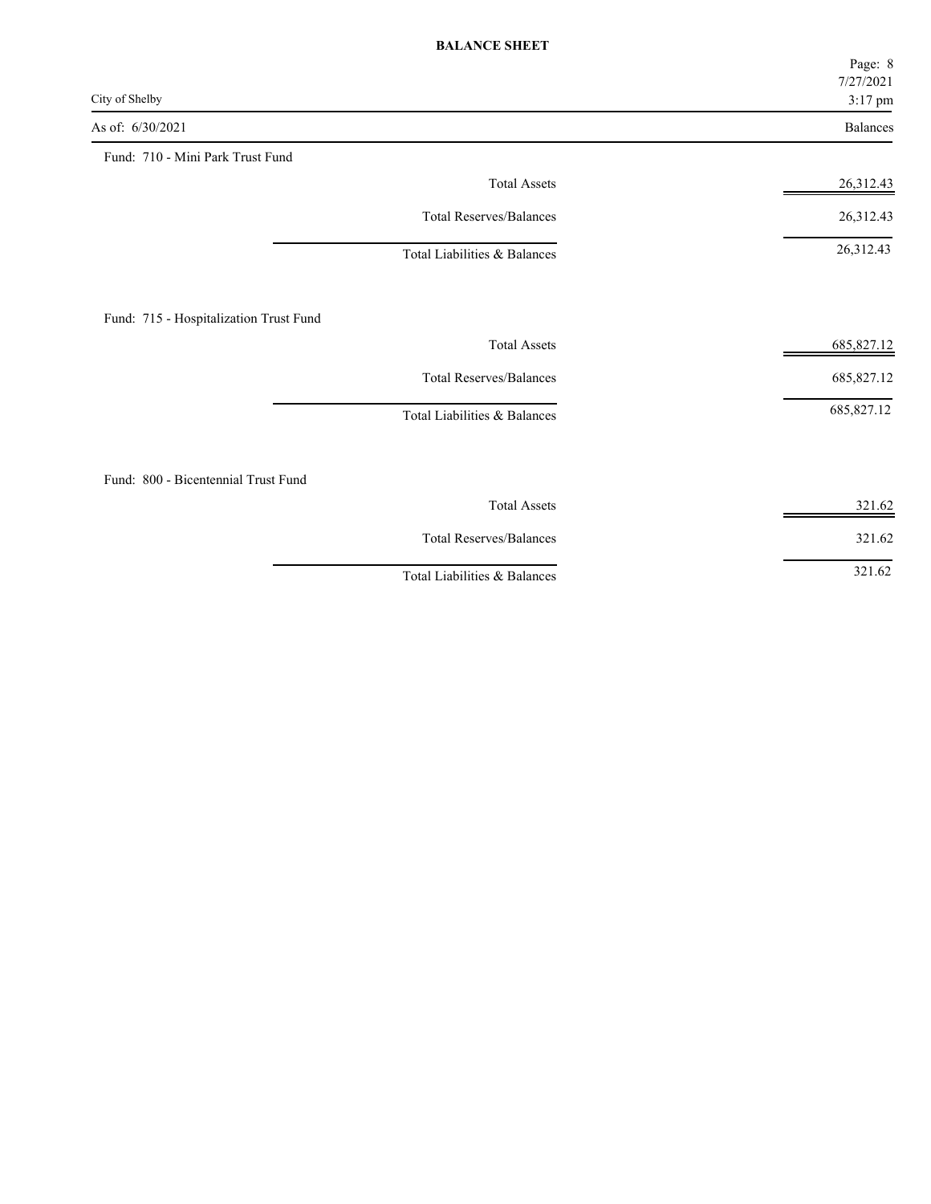# BALANCE SHEET

City of Shelby

As of: 6/30/2021

| | Balances |
|---|---|
| **Fund: 710 - Mini Park Trust Fund** | |
| Total Assets | 26,312.43 |
| Total Reserves/Balances | 26,312.43 |
| Total Liabilities & Balances | 26,312.43 |
| **Fund: 715 - Hospitalization Trust Fund** | |
| Total Assets | 685,827.12 |
| Total Reserves/Balances | 685,827.12 |
| Total Liabilities & Balances | 685,827.12 |
| **Fund: 800 - Bicentennial Trust Fund** | |
| Total Assets | 321.62 |
| Total Reserves/Balances | 321.62 |
| Total Liabilities & Balances | 321.62 |